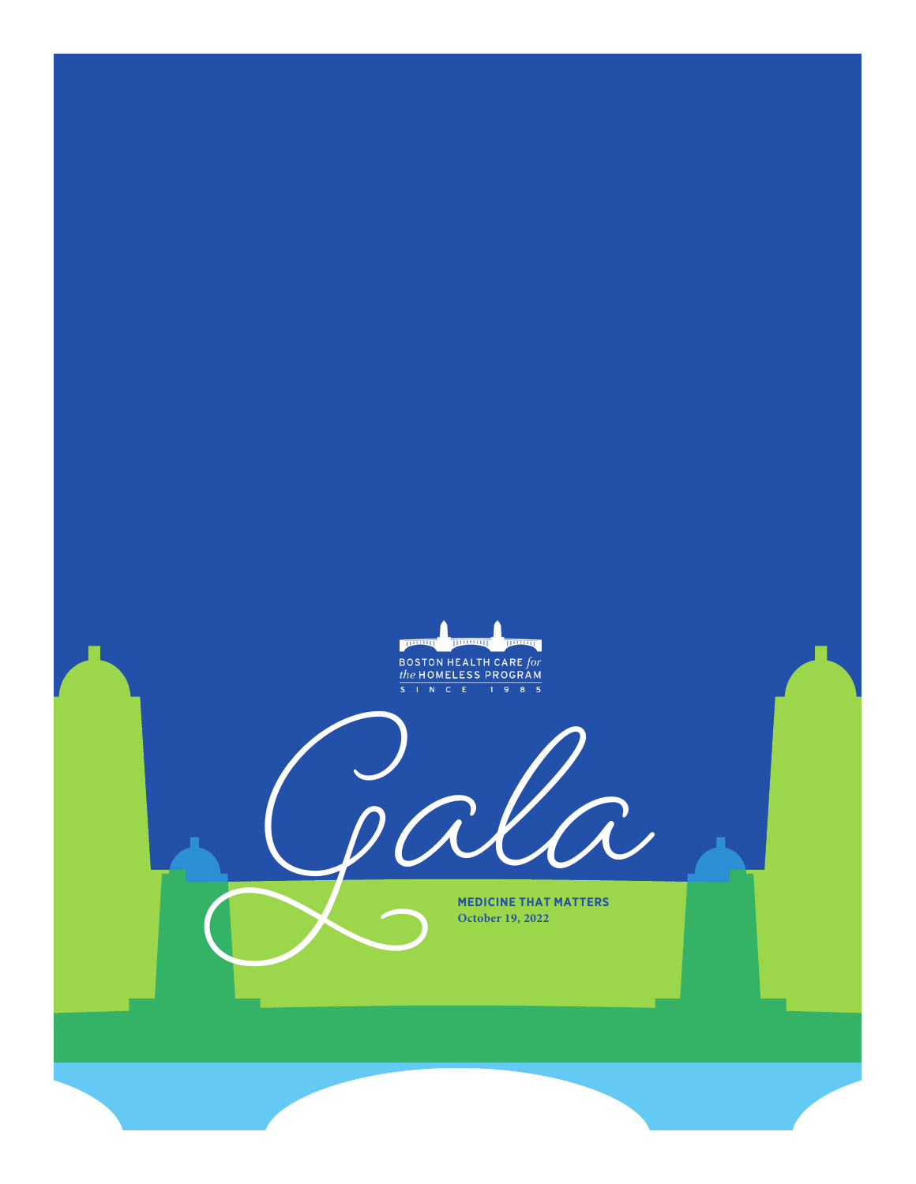BOSTON HEALTH CARE *for the* HOMELESS PROGRAM

SINCE 1985

# Gala

**MEDICINE THAT MATTERS**

**October 19, 2022**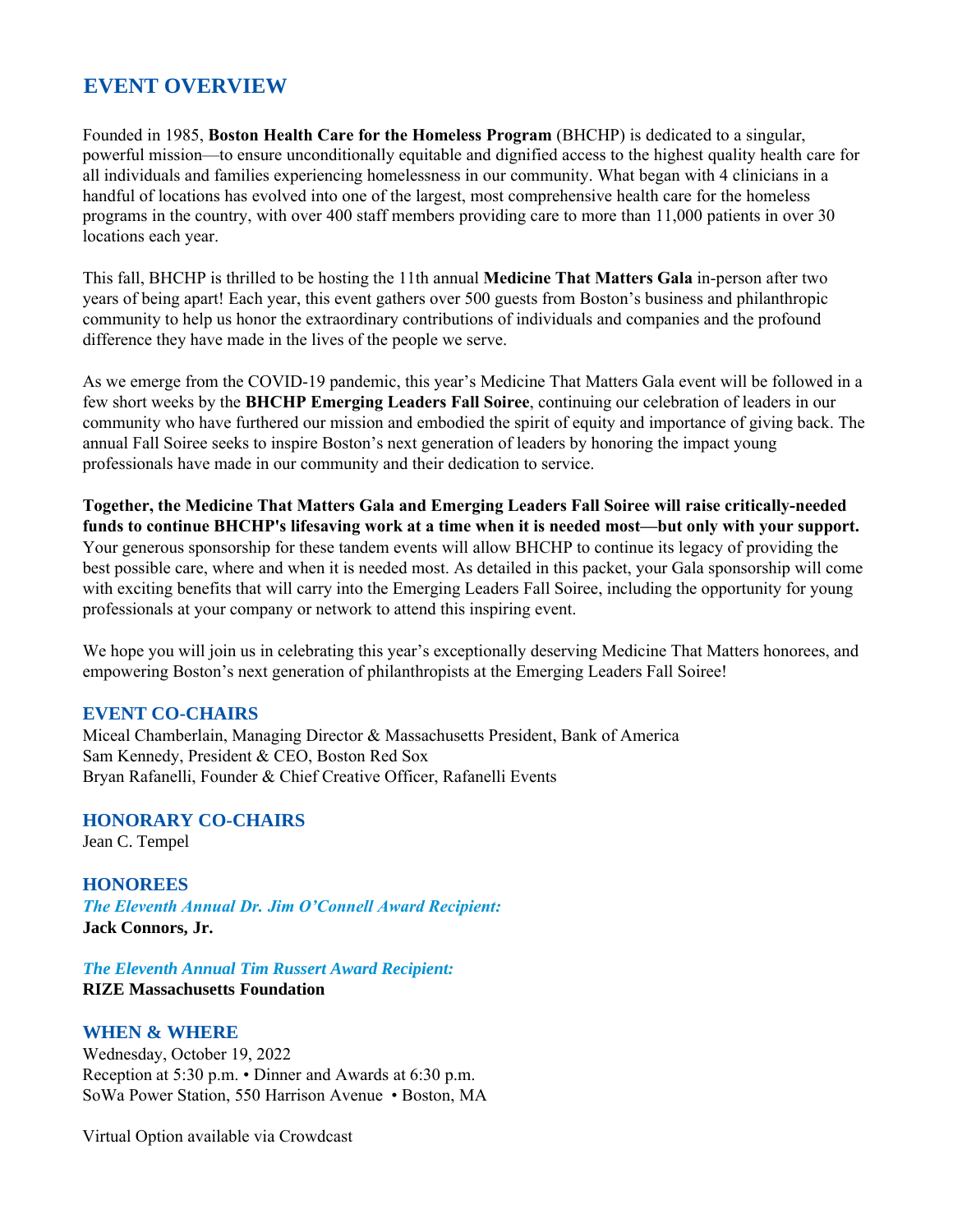## EVENT OVERVIEW

Founded in 1985, **Boston Health Care for the Homeless Program** (BHCHP) is dedicated to a singular, powerful mission—to ensure unconditionally equitable and dignified access to the highest quality health care for all individuals and families experiencing homelessness in our community. What began with 4 clinicians in a handful of locations has evolved into one of the largest, most comprehensive health care for the homeless programs in the country, with over 400 staff members providing care to more than 11,000 patients in over 30 locations each year.

This fall, BHCHP is thrilled to be hosting the 11th annual **Medicine That Matters Gala** in-person after two years of being apart! Each year, this event gathers over 500 guests from Boston's business and philanthropic community to help us honor the extraordinary contributions of individuals and companies and the profound difference they have made in the lives of the people we serve.

As we emerge from the COVID-19 pandemic, this year's Medicine That Matters Gala event will be followed in a few short weeks by the **BHCHP Emerging Leaders Fall Soiree**, continuing our celebration of leaders in our community who have furthered our mission and embodied the spirit of equity and importance of giving back. The annual Fall Soiree seeks to inspire Boston's next generation of leaders by honoring the impact young professionals have made in our community and their dedication to service.

**Together, the Medicine That Matters Gala and Emerging Leaders Fall Soiree will raise critically-needed funds to continue BHCHP's lifesaving work at a time when it is needed most—but only with your support.** Your generous sponsorship for these tandem events will allow BHCHP to continue its legacy of providing the best possible care, where and when it is needed most. As detailed in this packet, your Gala sponsorship will come with exciting benefits that will carry into the Emerging Leaders Fall Soiree, including the opportunity for young professionals at your company or network to attend this inspiring event.

We hope you will join us in celebrating this year's exceptionally deserving Medicine That Matters honorees, and empowering Boston's next generation of philanthropists at the Emerging Leaders Fall Soiree!

### EVENT CO-CHAIRS

Miceal Chamberlain, Managing Director & Massachusetts President, Bank of America
Sam Kennedy, President & CEO, Boston Red Sox
Bryan Rafanelli, Founder & Chief Creative Officer, Rafanelli Events

### HONORARY CO-CHAIRS

Jean C. Tempel

### HONOREES

***The Eleventh Annual Dr. Jim O'Connell Award Recipient:***
**Jack Connors, Jr.**

***The Eleventh Annual Tim Russert Award Recipient:***
**RIZE Massachusetts Foundation**

### WHEN & WHERE

Wednesday, October 19, 2022
Reception at 5:30 p.m. • Dinner and Awards at 6:30 p.m.
SoWa Power Station, 550 Harrison Avenue • Boston, MA

Virtual Option available via Crowdcast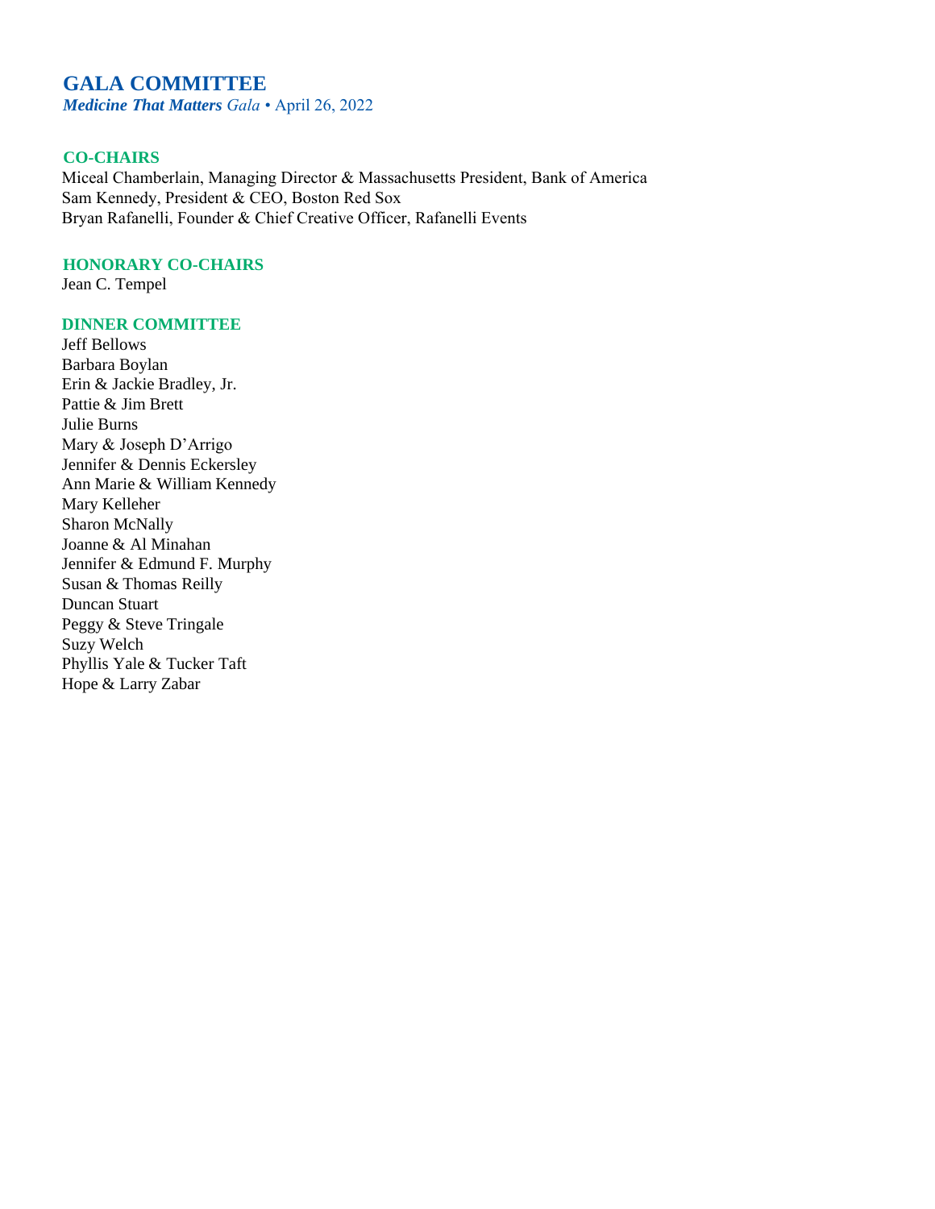# GALA COMMITTEE

***Medicine That Matters*** *Gala* • April 26, 2022

## CO-CHAIRS

Miceal Chamberlain, Managing Director & Massachusetts President, Bank of America
Sam Kennedy, President & CEO, Boston Red Sox
Bryan Rafanelli, Founder & Chief Creative Officer, Rafanelli Events

## HONORARY CO-CHAIRS

Jean C. Tempel

## DINNER COMMITTEE

Jeff Bellows
Barbara Boylan
Erin & Jackie Bradley, Jr.
Pattie & Jim Brett
Julie Burns
Mary & Joseph D'Arrigo
Jennifer & Dennis Eckersley
Ann Marie & William Kennedy
Mary Kelleher
Sharon McNally
Joanne & Al Minahan
Jennifer & Edmund F. Murphy
Susan & Thomas Reilly
Duncan Stuart
Peggy & Steve Tringale
Suzy Welch
Phyllis Yale & Tucker Taft
Hope & Larry Zabar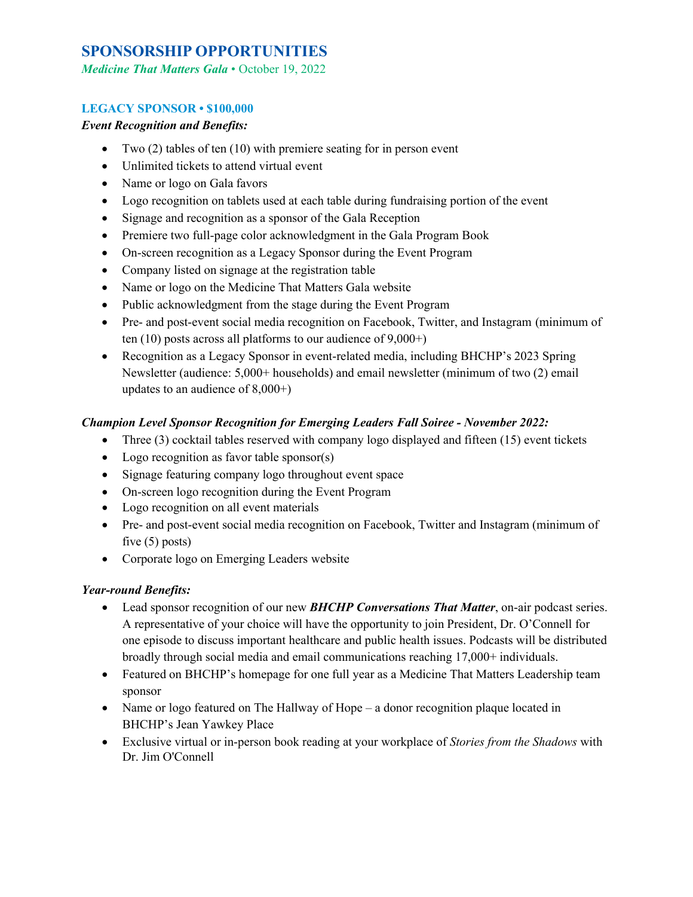# SPONSORSHIP OPPORTUNITIES

*Medicine That Matters Gala* • October 19, 2022

## LEGACY SPONSOR • $100,000

***Event Recognition and Benefits:***

- Two (2) tables of ten (10) with premiere seating for in person event
- Unlimited tickets to attend virtual event
- Name or logo on Gala favors
- Logo recognition on tablets used at each table during fundraising portion of the event
- Signage and recognition as a sponsor of the Gala Reception
- Premiere two full-page color acknowledgment in the Gala Program Book
- On-screen recognition as a Legacy Sponsor during the Event Program
- Company listed on signage at the registration table
- Name or logo on the Medicine That Matters Gala website
- Public acknowledgment from the stage during the Event Program
- Pre- and post-event social media recognition on Facebook, Twitter, and Instagram (minimum of ten (10) posts across all platforms to our audience of 9,000+)
- Recognition as a Legacy Sponsor in event-related media, including BHCHP's 2023 Spring Newsletter (audience: 5,000+ households) and email newsletter (minimum of two (2) email updates to an audience of 8,000+)

***Champion Level Sponsor Recognition for Emerging Leaders Fall Soiree - November 2022:***

- Three (3) cocktail tables reserved with company logo displayed and fifteen (15) event tickets
- Logo recognition as favor table sponsor(s)
- Signage featuring company logo throughout event space
- On-screen logo recognition during the Event Program
- Logo recognition on all event materials
- Pre- and post-event social media recognition on Facebook, Twitter and Instagram (minimum of five (5) posts)
- Corporate logo on Emerging Leaders website

***Year-round Benefits:***

- Lead sponsor recognition of our new ***BHCHP Conversations That Matter***, on-air podcast series. A representative of your choice will have the opportunity to join President, Dr. O'Connell for one episode to discuss important healthcare and public health issues. Podcasts will be distributed broadly through social media and email communications reaching 17,000+ individuals.
- Featured on BHCHP's homepage for one full year as a Medicine That Matters Leadership team sponsor
- Name or logo featured on The Hallway of Hope – a donor recognition plaque located in BHCHP's Jean Yawkey Place
- Exclusive virtual or in-person book reading at your workplace of *Stories from the Shadows* with Dr. Jim O'Connell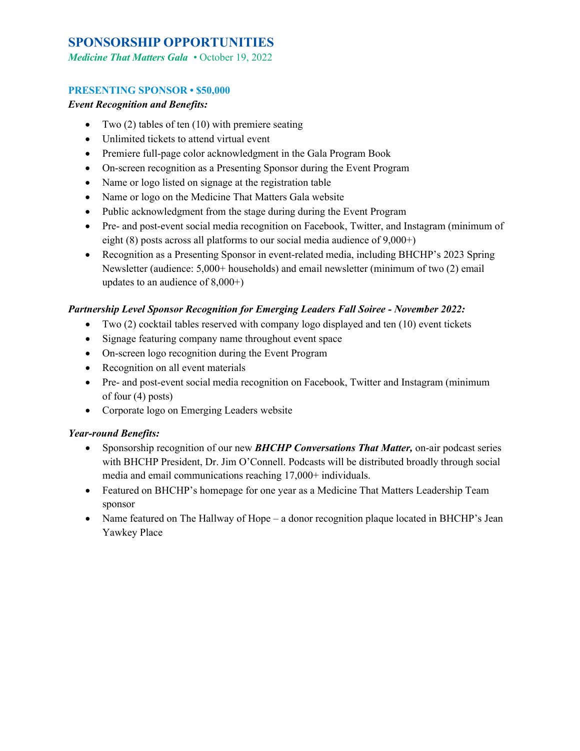# SPONSORSHIP OPPORTUNITIES

*Medicine That Matters Gala* • October 19, 2022

### PRESENTING SPONSOR • $50,000

***Event Recognition and Benefits:***

- Two (2) tables of ten (10) with premiere seating
- Unlimited tickets to attend virtual event
- Premiere full-page color acknowledgment in the Gala Program Book
- On-screen recognition as a Presenting Sponsor during the Event Program
- Name or logo listed on signage at the registration table
- Name or logo on the Medicine That Matters Gala website
- Public acknowledgment from the stage during during the Event Program
- Pre- and post-event social media recognition on Facebook, Twitter, and Instagram (minimum of eight (8) posts across all platforms to our social media audience of 9,000+)
- Recognition as a Presenting Sponsor in event-related media, including BHCHP's 2023 Spring Newsletter (audience: 5,000+ households) and email newsletter (minimum of two (2) email updates to an audience of 8,000+)

***Partnership Level Sponsor Recognition for Emerging Leaders Fall Soiree - November 2022:***

- Two (2) cocktail tables reserved with company logo displayed and ten (10) event tickets
- Signage featuring company name throughout event space
- On-screen logo recognition during the Event Program
- Recognition on all event materials
- Pre- and post-event social media recognition on Facebook, Twitter and Instagram (minimum of four (4) posts)
- Corporate logo on Emerging Leaders website

***Year-round Benefits:***

- Sponsorship recognition of our new ***BHCHP Conversations That Matter,*** on-air podcast series with BHCHP President, Dr. Jim O'Connell. Podcasts will be distributed broadly through social media and email communications reaching 17,000+ individuals.
- Featured on BHCHP's homepage for one year as a Medicine That Matters Leadership Team sponsor
- Name featured on The Hallway of Hope – a donor recognition plaque located in BHCHP's Jean Yawkey Place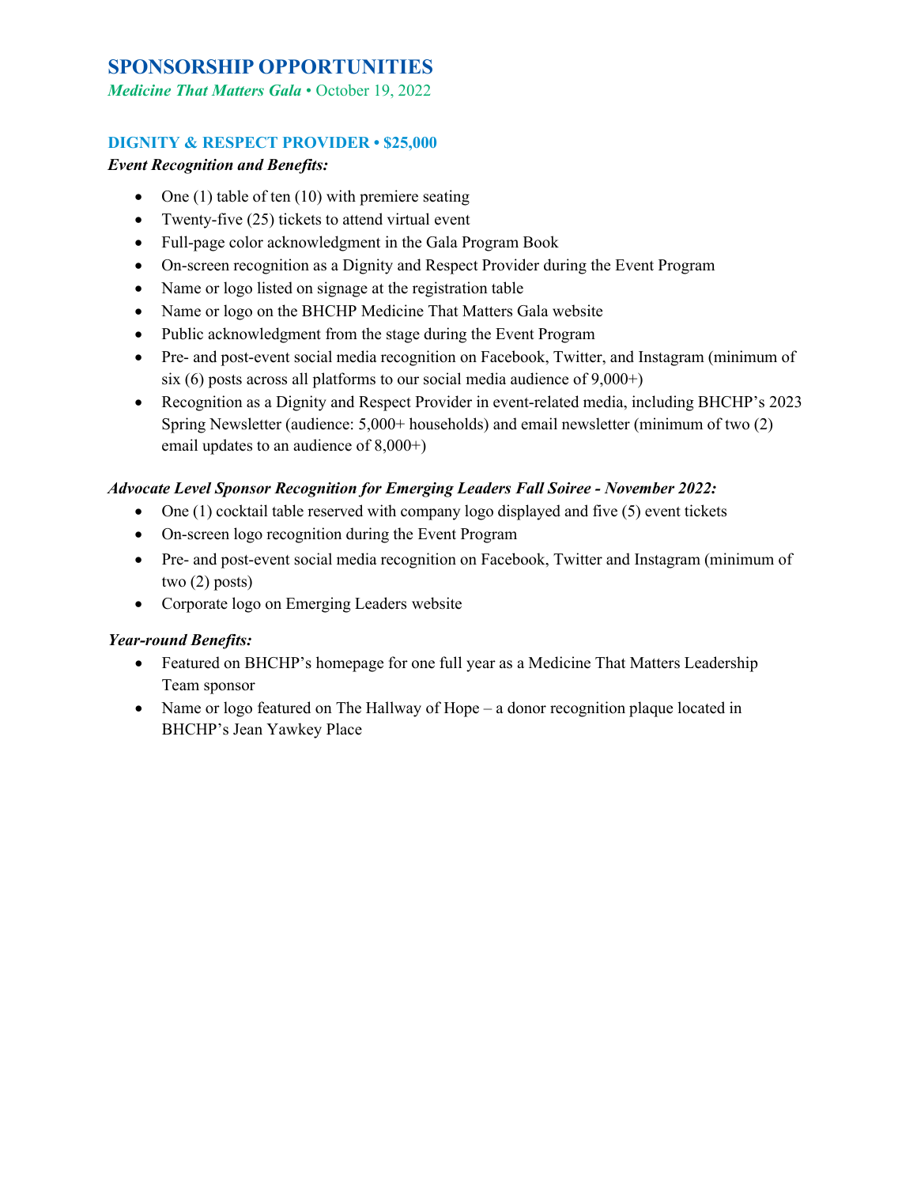# SPONSORSHIP OPPORTUNITIES

*Medicine That Matters Gala* • October 19, 2022

## DIGNITY & RESPECT PROVIDER • $25,000

***Event Recognition and Benefits:***

- One (1) table of ten (10) with premiere seating
- Twenty-five (25) tickets to attend virtual event
- Full-page color acknowledgment in the Gala Program Book
- On-screen recognition as a Dignity and Respect Provider during the Event Program
- Name or logo listed on signage at the registration table
- Name or logo on the BHCHP Medicine That Matters Gala website
- Public acknowledgment from the stage during the Event Program
- Pre- and post-event social media recognition on Facebook, Twitter, and Instagram (minimum of six (6) posts across all platforms to our social media audience of 9,000+)
- Recognition as a Dignity and Respect Provider in event-related media, including BHCHP's 2023 Spring Newsletter (audience: 5,000+ households) and email newsletter (minimum of two (2) email updates to an audience of 8,000+)

***Advocate Level Sponsor Recognition for Emerging Leaders Fall Soiree - November 2022:***

- One (1) cocktail table reserved with company logo displayed and five (5) event tickets
- On-screen logo recognition during the Event Program
- Pre- and post-event social media recognition on Facebook, Twitter and Instagram (minimum of two (2) posts)
- Corporate logo on Emerging Leaders website

***Year-round Benefits:***

- Featured on BHCHP's homepage for one full year as a Medicine That Matters Leadership Team sponsor
- Name or logo featured on The Hallway of Hope – a donor recognition plaque located in BHCHP's Jean Yawkey Place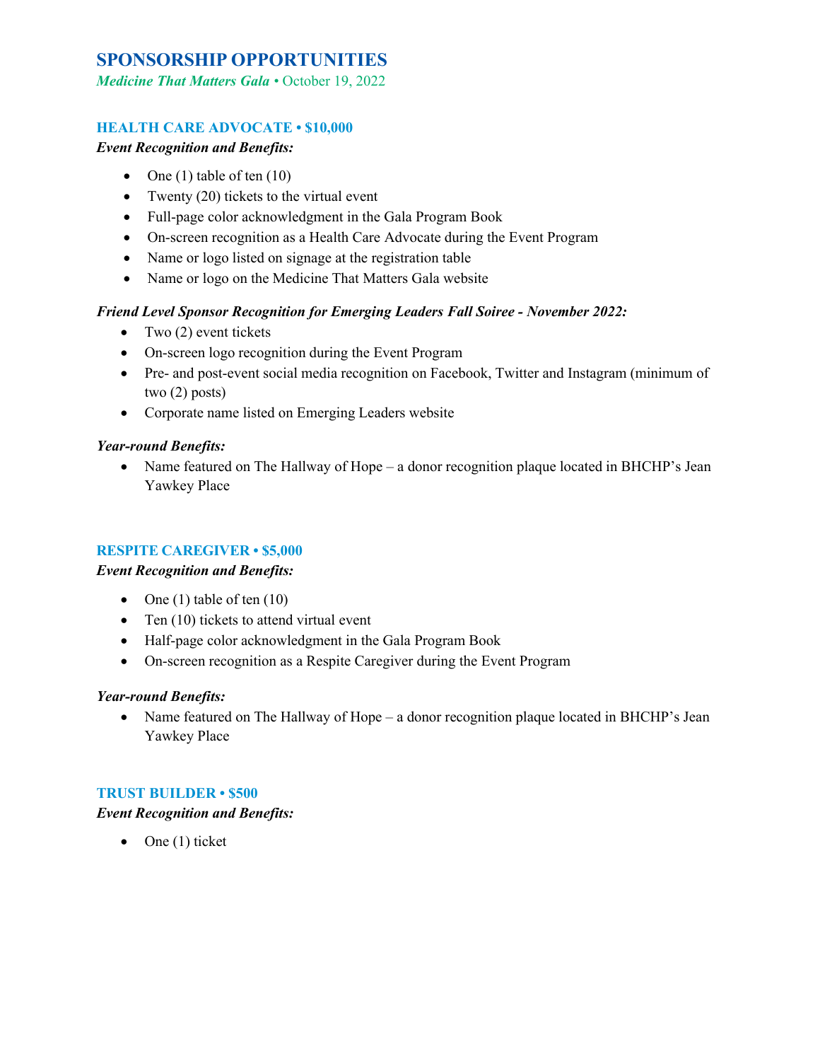## SPONSORSHIP OPPORTUNITIES

*Medicine That Matters Gala* • October 19, 2022

### HEALTH CARE ADVOCATE • $10,000

***Event Recognition and Benefits:***

- One (1) table of ten (10)
- Twenty (20) tickets to the virtual event
- Full-page color acknowledgment in the Gala Program Book
- On-screen recognition as a Health Care Advocate during the Event Program
- Name or logo listed on signage at the registration table
- Name or logo on the Medicine That Matters Gala website

***Friend Level Sponsor Recognition for Emerging Leaders Fall Soiree - November 2022:***

- Two (2) event tickets
- On-screen logo recognition during the Event Program
- Pre- and post-event social media recognition on Facebook, Twitter and Instagram (minimum of two (2) posts)
- Corporate name listed on Emerging Leaders website

***Year-round Benefits:***

- Name featured on The Hallway of Hope – a donor recognition plaque located in BHCHP's Jean Yawkey Place

### RESPITE CAREGIVER • $5,000

***Event Recognition and Benefits:***

- One (1) table of ten (10)
- Ten (10) tickets to attend virtual event
- Half-page color acknowledgment in the Gala Program Book
- On-screen recognition as a Respite Caregiver during the Event Program

***Year-round Benefits:***

- Name featured on The Hallway of Hope – a donor recognition plaque located in BHCHP's Jean Yawkey Place

### TRUST BUILDER • $500

***Event Recognition and Benefits:***

- One (1) ticket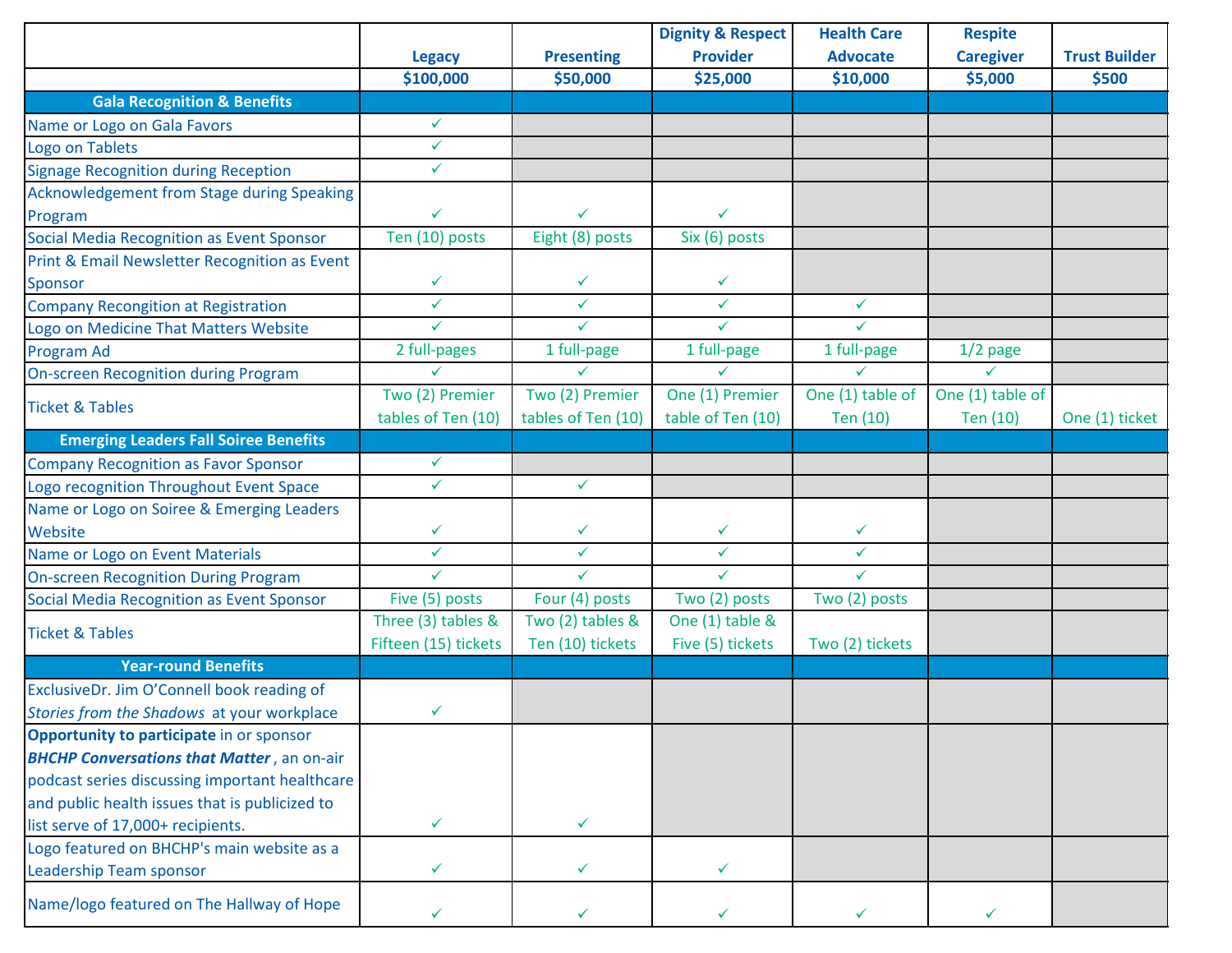| | Legacy | Presenting | Dignity & Respect Provider | Health Care Advocate | Respite Caregiver | Trust Builder |
|---|---|---|---|---|---|---|
| | $100,000 | $50,000 | $25,000 | $10,000 | $5,000 | $500 |
| **Gala Recognition & Benefits** | | | | | | |
| Name or Logo on Gala Favors | ✓ | | | | | |
| Logo on Tablets | ✓ | | | | | |
| Signage Recognition during Reception | ✓ | | | | | |
| Acknowledgement from Stage during Speaking Program | ✓ | ✓ | ✓ | | | |
| Social Media Recognition as Event Sponsor | Ten (10) posts | Eight (8) posts | Six (6) posts | | | |
| Print & Email Newsletter Recognition as Event Sponsor | ✓ | ✓ | ✓ | | | |
| Company Recongition at Registration | ✓ | ✓ | ✓ | ✓ | | |
| Logo on Medicine That Matters Website | ✓ | ✓ | ✓ | ✓ | | |
| Program Ad | 2 full-pages | 1 full-page | 1 full-page | 1 full-page | 1/2 page | |
| On-screen Recognition during Program | ✓ | ✓ | ✓ | ✓ | ✓ | |
| Ticket & Tables | Two (2) Premier tables of Ten (10) | Two (2) Premier tables of Ten (10) | One (1) Premier table of Ten (10) | One (1) table of Ten (10) | One (1) table of Ten (10) | One (1) ticket |
| **Emerging Leaders Fall Soiree Benefits** | | | | | | |
| Company Recognition as Favor Sponsor | ✓ | | | | | |
| Logo recognition Throughout Event Space | ✓ | ✓ | | | | |
| Name or Logo on Soiree & Emerging Leaders Website | ✓ | ✓ | ✓ | ✓ | | |
| Name or Logo on Event Materials | ✓ | ✓ | ✓ | ✓ | | |
| On-screen Recognition During Program | ✓ | ✓ | ✓ | ✓ | | |
| Social Media Recognition as Event Sponsor | Five (5) posts | Four (4) posts | Two (2) posts | Two (2) posts | | |
| Ticket & Tables | Three (3) tables & Fifteen (15) tickets | Two (2) tables & Ten (10) tickets | One (1) table & Five (5) tickets | Two (2) tickets | | |
| **Year-round Benefits** | | | | | | |
| ExclusiveDr. Jim O'Connell book reading of *Stories from the Shadows* at your workplace | ✓ | | | | | |
| **Opportunity to participate** in or sponsor ***BHCHP Conversations that Matter***, an on-air podcast series discussing important healthcare and public health issues that is publicized to list serve of 17,000+ recipients. | ✓ | ✓ | | | | |
| Logo featured on BHCHP's main website as a Leadership Team sponsor | ✓ | ✓ | ✓ | | | |
| Name/logo featured on The Hallway of Hope | ✓ | ✓ | ✓ | ✓ | ✓ | |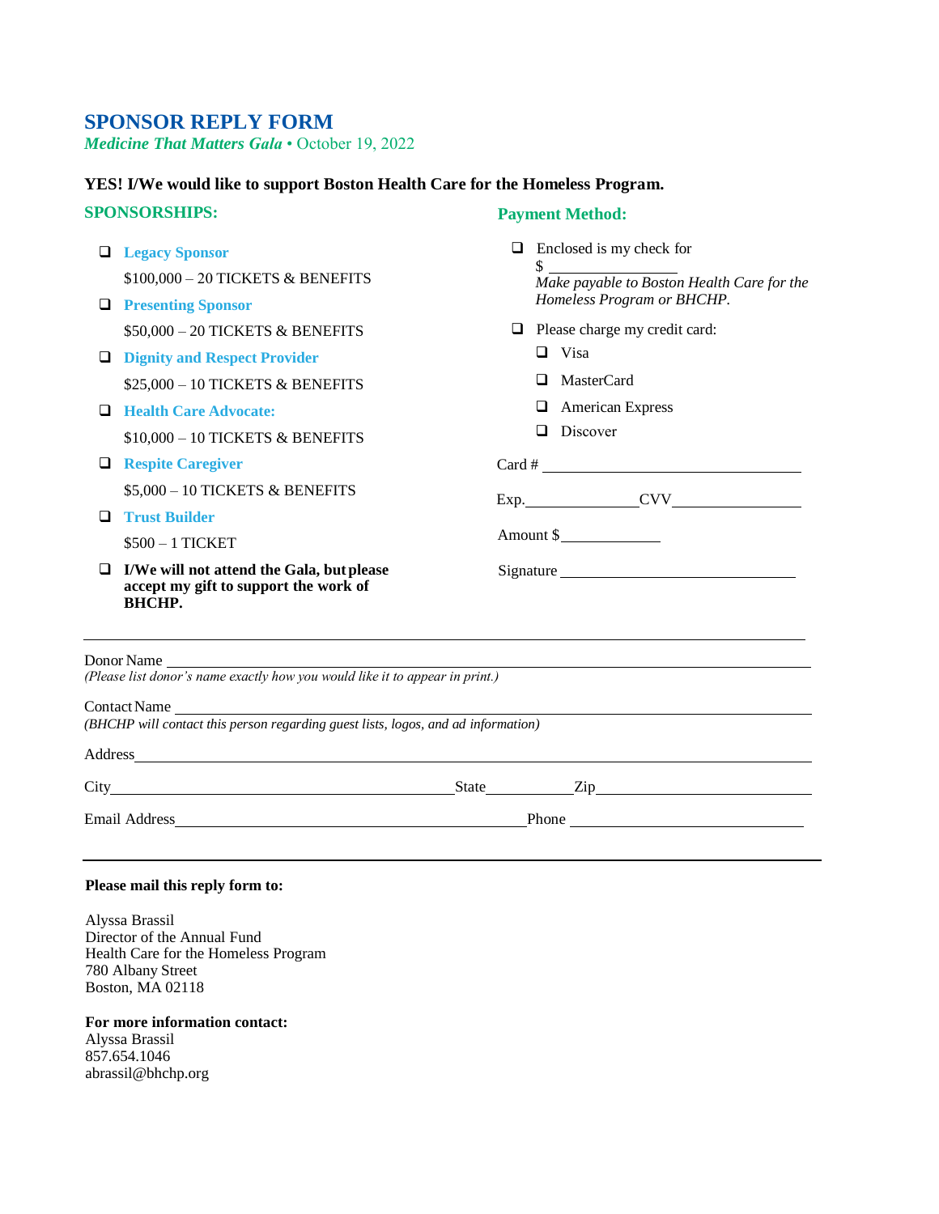## SPONSOR REPLY FORM

*Medicine That Matters Gala* • October 19, 2022

**YES! I/We would like to support Boston Health Care for the Homeless Program.**

### SPONSORSHIPS:

- ❑ **Legacy Sponsor**
  $100,000 – 20 TICKETS & BENEFITS
- ❑ **Presenting Sponsor**
  $50,000 – 20 TICKETS & BENEFITS
- ❑ **Dignity and Respect Provider**
  $25,000 – 10 TICKETS & BENEFITS
- ❑ **Health Care Advocate:**
  $10,000 – 10 TICKETS & BENEFITS
- ❑ **Respite Caregiver**
  $5,000 – 10 TICKETS & BENEFITS
- ❑ **Trust Builder**
  $500 – 1 TICKET
- ❑ **I/We will not attend the Gala, but please accept my gift to support the work of BHCHP.**

### Payment Method:

- ❑ Enclosed is my check for
  $ ________________
  *Make payable to Boston Health Care for the Homeless Program or BHCHP.*
- ❑ Please charge my credit card:
  - ❑ Visa
  - ❑ MasterCard
  - ❑ American Express
  - ❑ Discover

Card # ________________________________

Exp.______________ CVV________________

Amount $____________

Signature ______________________________

---

Donor Name ________________________________________________
*(Please list donor's name exactly how you would like it to appear in print.)*

Contact Name ________________________________________________
*(BHCHP will contact this person regarding guest lists, logos, and ad information)*

Address________________________________________________

City________________________________ State__________ Zip____________________

Email Address________________________________ Phone ____________________

---

**Please mail this reply form to:**

Alyssa Brassil
Director of the Annual Fund
Health Care for the Homeless Program
780 Albany Street
Boston, MA 02118

**For more information contact:**
Alyssa Brassil
857.654.1046
abrassil@bhchp.org